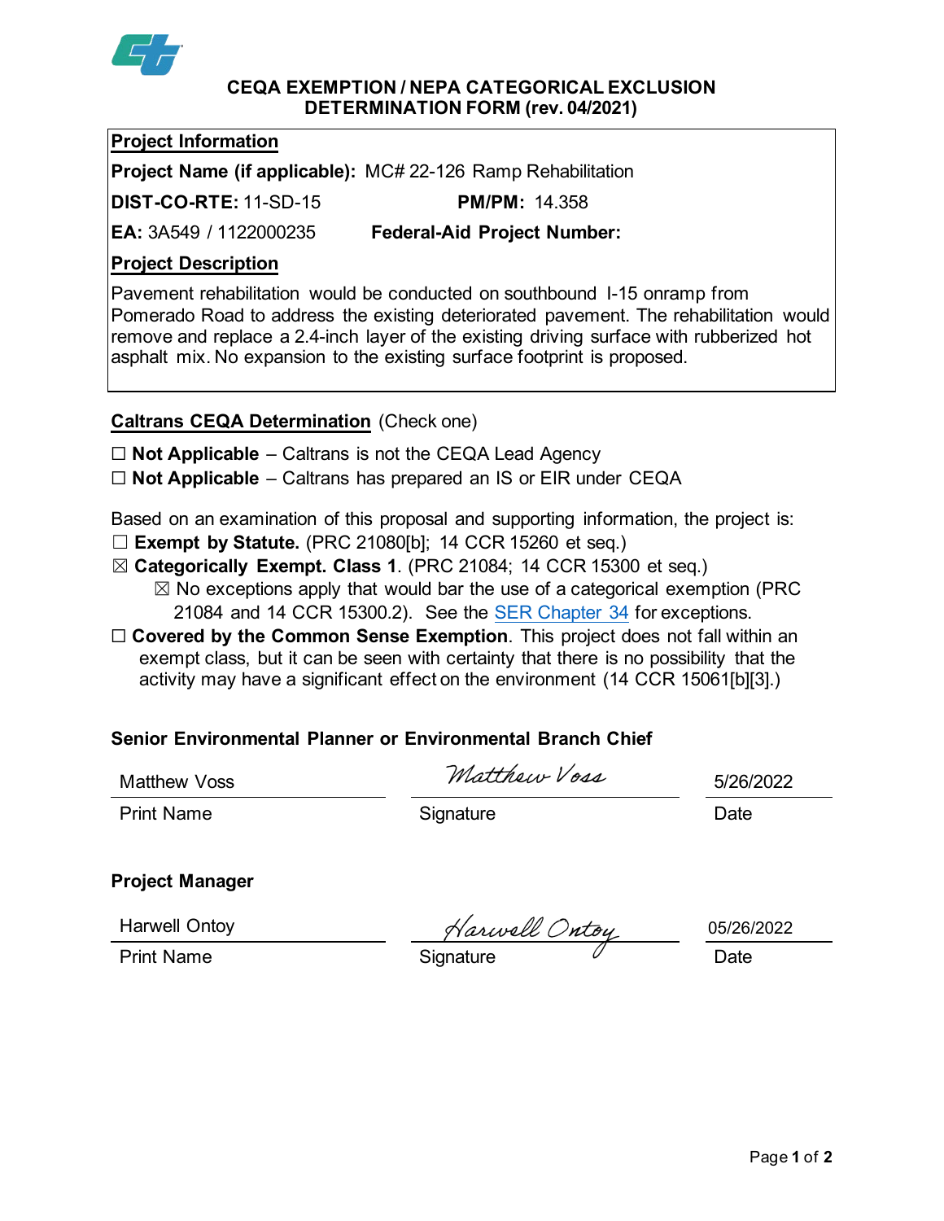# CEQA EXEMPTION / NEPA CATEGORICAL EXCLUSION DETERMINATION FORM (rev. 04/2021)

**Project Information**

**Project Name (if applicable):** MC# 22-126 Ramp Rehabilitation

**DIST-CO-RTE:** 11-SD-15 **PM/PM:** 14.358

**EA:** 3A549 / 1122000235 **Federal-Aid Project Number:**

**Project Description**

Pavement rehabilitation would be conducted on southbound I-15 onramp from Pomerado Road to address the existing deteriorated pavement. The rehabilitation would remove and replace a 2.4-inch layer of the existing driving surface with rubberized hot asphalt mix. No expansion to the existing surface footprint is proposed.

**Caltrans CEQA Determination** (Check one)

☐ **Not Applicable** – Caltrans is not the CEQA Lead Agency

☐ **Not Applicable** – Caltrans has prepared an IS or EIR under CEQA

Based on an examination of this proposal and supporting information, the project is:

☐ **Exempt by Statute.** (PRC 21080[b]; 14 CCR 15260 et seq.)

☒ **Categorically Exempt. Class 1**. (PRC 21084; 14 CCR 15300 et seq.)

☒ No exceptions apply that would bar the use of a categorical exemption (PRC 21084 and 14 CCR 15300.2). See the SER Chapter 34 for exceptions.

☐ **Covered by the Common Sense Exemption**. This project does not fall within an exempt class, but it can be seen with certainty that there is no possibility that the activity may have a significant effect on the environment (14 CCR 15061[b][3].)

**Senior Environmental Planner or Environmental Branch Chief**

| Matthew Voss | Matthew Voss | 5/26/2022 |
|---|---|---|
| Print Name | Signature | Date |

**Project Manager**

| Harwell Ontoy | Harwell Ontoy | 05/26/2022 |
|---|---|---|
| Print Name | Signature | Date |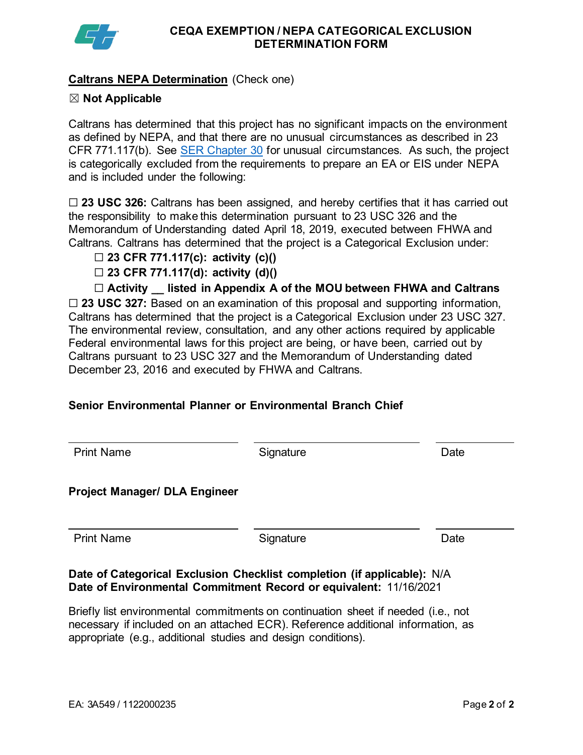# CEQA EXEMPTION / NEPA CATEGORICAL EXCLUSION DETERMINATION FORM

**Caltrans NEPA Determination** (Check one)

☒ **Not Applicable**

Caltrans has determined that this project has no significant impacts on the environment as defined by NEPA, and that there are no unusual circumstances as described in 23 CFR 771.117(b). See SER Chapter 30 for unusual circumstances. As such, the project is categorically excluded from the requirements to prepare an EA or EIS under NEPA and is included under the following:

☐ **23 USC 326:** Caltrans has been assigned, and hereby certifies that it has carried out the responsibility to make this determination pursuant to 23 USC 326 and the Memorandum of Understanding dated April 18, 2019, executed between FHWA and Caltrans. Caltrans has determined that the project is a Categorical Exclusion under:

- ☐ **23 CFR 771.117(c): activity (c)()**
- ☐ **23 CFR 771.117(d): activity (d)()**
- ☐ **Activity __ listed in Appendix A of the MOU between FHWA and Caltrans**

☐ **23 USC 327:** Based on an examination of this proposal and supporting information, Caltrans has determined that the project is a Categorical Exclusion under 23 USC 327. The environmental review, consultation, and any other actions required by applicable Federal environmental laws for this project are being, or have been, carried out by Caltrans pursuant to 23 USC 327 and the Memorandum of Understanding dated December 23, 2016 and executed by FHWA and Caltrans.

**Senior Environmental Planner or Environmental Branch Chief**

| Print Name | Signature | Date |
|---|---|---|

**Project Manager/ DLA Engineer**

| Print Name | Signature | Date |
|---|---|---|

**Date of Categorical Exclusion Checklist completion (if applicable):** N/A
**Date of Environmental Commitment Record or equivalent:** 11/16/2021

Briefly list environmental commitments on continuation sheet if needed (i.e., not necessary if included on an attached ECR). Reference additional information, as appropriate (e.g., additional studies and design conditions).

EA: 3A549 / 1122000235